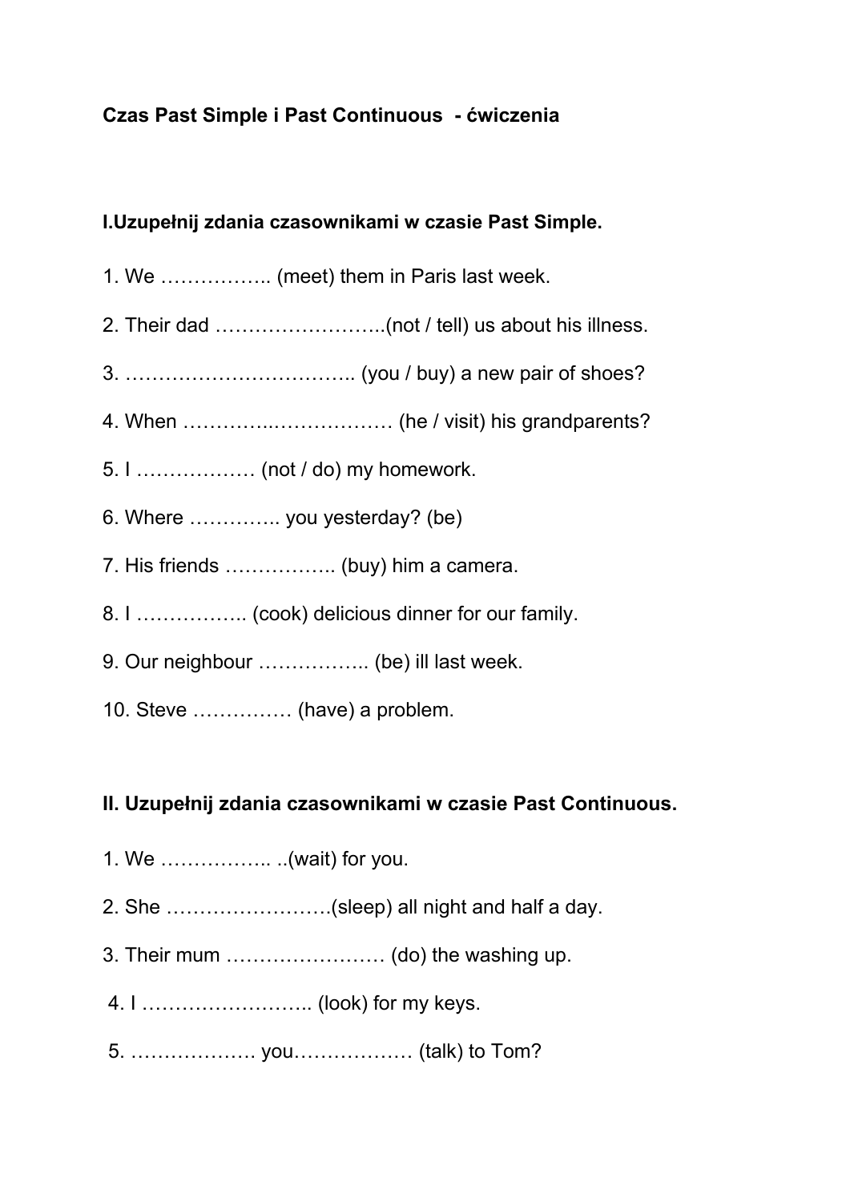**Czas Past Simple i Past Continuous - ćwiczenia**

**I.Uzupełnij zdania czasownikami w czasie Past Simple.**

1. We …………….. (meet) them in Paris last week.
2. Their dad ……………………..(not / tell) us about his illness.
3. …………………………….. (you / buy) a new pair of shoes?
4. When …………..……………… (he / visit) his grandparents?
5. I ……………… (not / do) my homework.
6. Where …………. you yesterday? (be)
7. His friends …………….. (buy) him a camera.
8. I …………….. (cook) delicious dinner for our family.
9. Our neighbour …………….. (be) ill last week.
10. Steve …………… (have) a problem.

**II. Uzupełnij zdania czasownikami w czasie Past Continuous.**

1. We …………….. ..(wait) for you.
2. She …………………….(sleep) all night and half a day.
3. Their mum …………………… (do) the washing up.
4. I …………………….. (look) for my keys.
5. ………………. you……………… (talk) to Tom?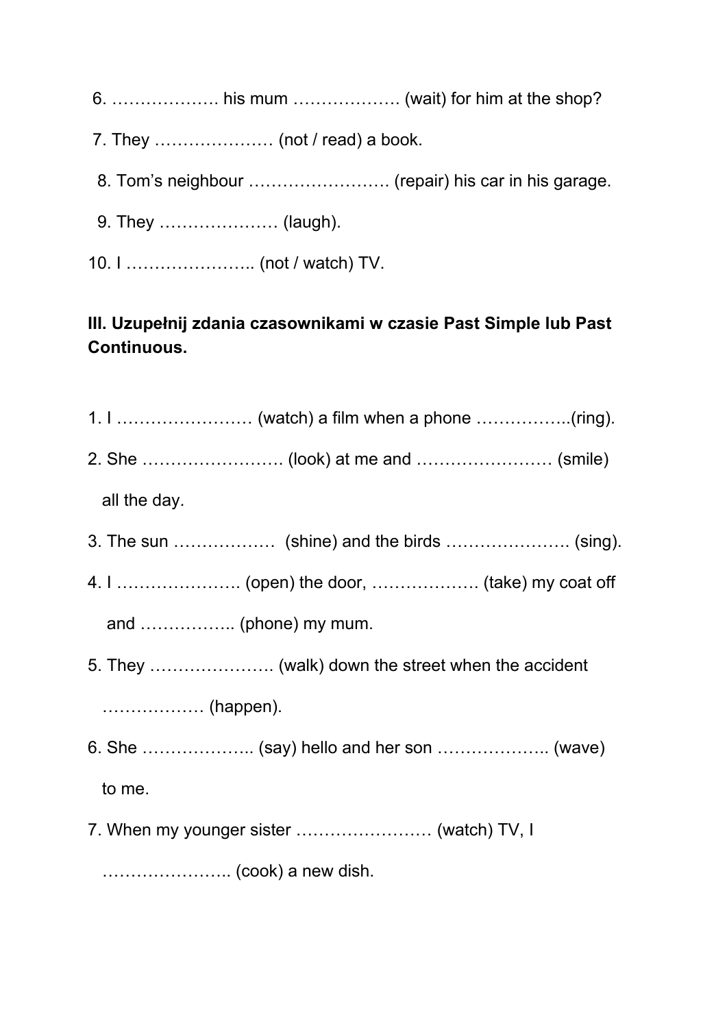6. ………………. his mum ………………. (wait) for him at the shop?

7. They ………………… (not / read) a book.

8. Tom's neighbour ……………………. (repair) his car in his garage.

9. They ………………… (laugh).

10. I ………………….. (not / watch) TV.

**III. Uzupełnij zdania czasownikami w czasie Past Simple lub Past Continuous.**

1. I …………………… (watch) a film when a phone ……………..(ring).

2. She ……………………. (look) at me and …………………… (smile) all the day.

3. The sun ………………  (shine) and the birds …………………. (sing).

4. I …………………. (open) the door, ………………. (take) my coat off and …………….. (phone) my mum.

5. They …………………. (walk) down the street when the accident ……………… (happen).

6. She ……………….. (say) hello and her son ……………….. (wave) to me.

7. When my younger sister …………………… (watch) TV, I ………………….. (cook) a new dish.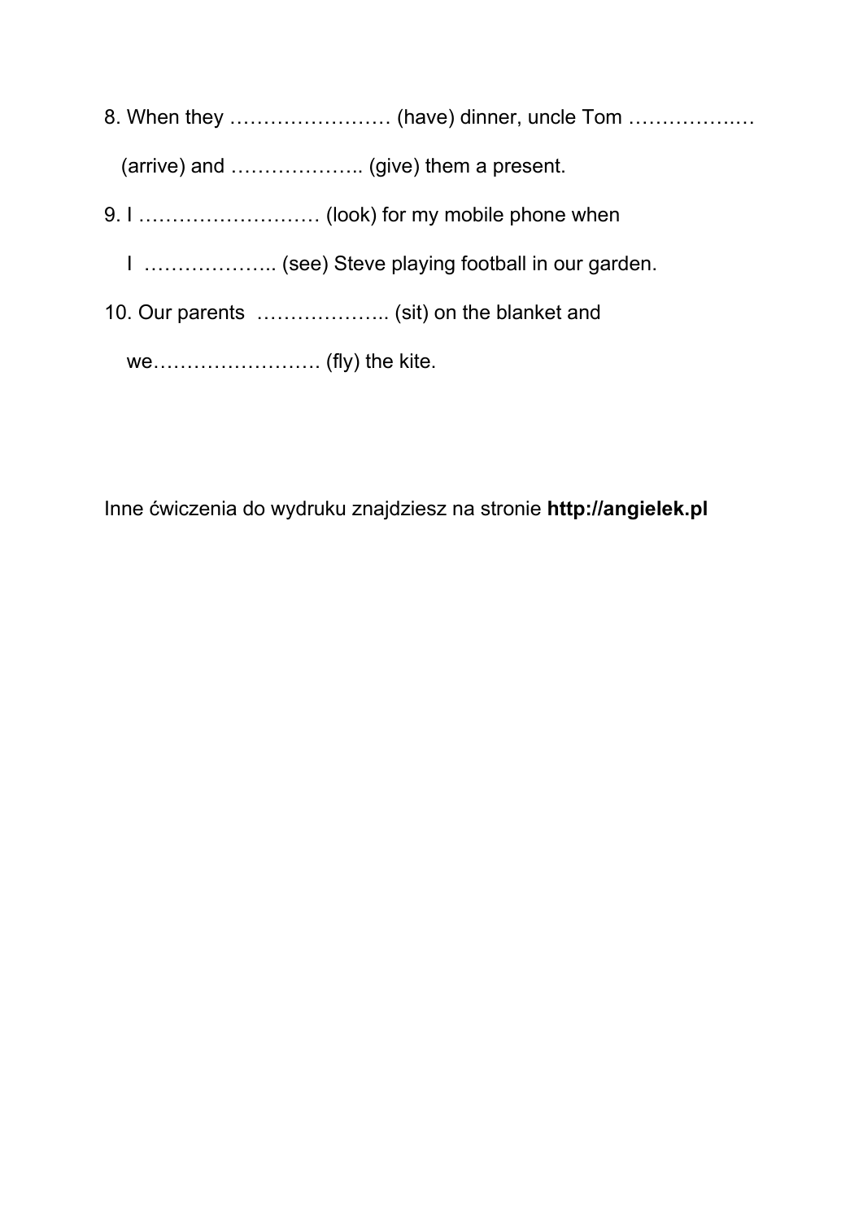8. When they …………………… (have) dinner, uncle Tom ……………..…

   (arrive) and ……………….. (give) them a present.

9. I ……………………… (look) for my mobile phone when

   I ……………….. (see) Steve playing football in our garden.

10. Our parents ……………….. (sit) on the blanket and

    we……………………. (fly) the kite.

Inne ćwiczenia do wydruku znajdziesz na stronie **http://angielek.pl**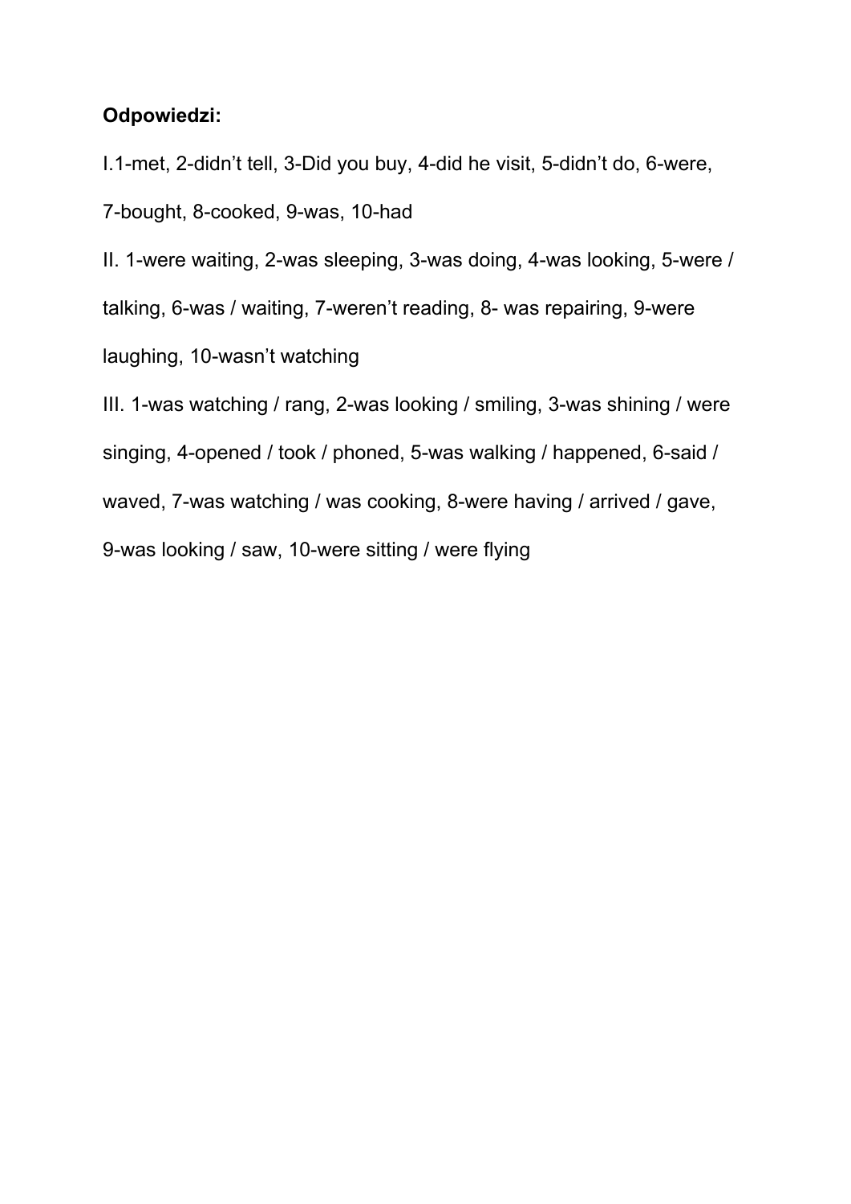**Odpowiedzi:**

I.1-met, 2-didn’t tell, 3-Did you buy, 4-did he visit, 5-didn’t do, 6-were, 7-bought, 8-cooked, 9-was, 10-had

II. 1-were waiting, 2-was sleeping, 3-was doing, 4-was looking, 5-were / talking, 6-was / waiting, 7-weren’t reading, 8- was repairing, 9-were laughing, 10-wasn’t watching

III. 1-was watching / rang, 2-was looking / smiling, 3-was shining / were singing, 4-opened / took / phoned, 5-was walking / happened, 6-said / waved, 7-was watching / was cooking, 8-were having / arrived / gave, 9-was looking / saw, 10-were sitting / were flying